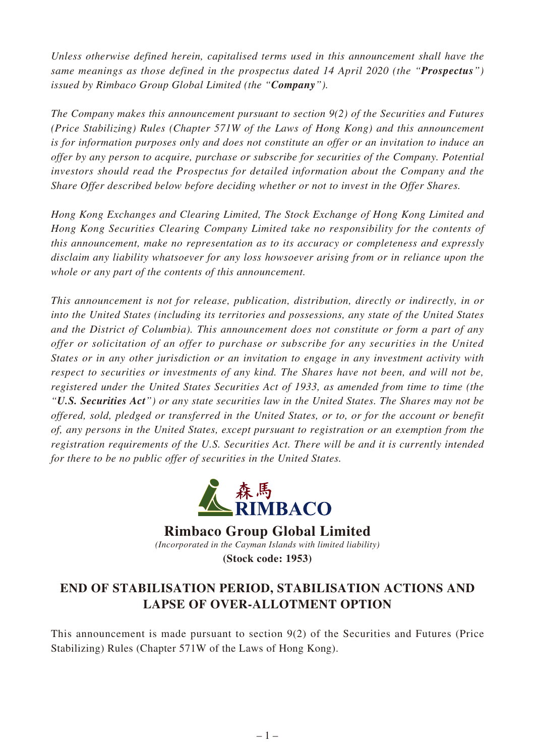*Unless otherwise defined herein, capitalised terms used in this announcement shall have the same meanings as those defined in the prospectus dated 14 April 2020 (the "**Prospectus**") issued by Rimbaco Group Global Limited (the "**Company**").*

*The Company makes this announcement pursuant to section 9(2) of the Securities and Futures (Price Stabilizing) Rules (Chapter 571W of the Laws of Hong Kong) and this announcement is for information purposes only and does not constitute an offer or an invitation to induce an offer by any person to acquire, purchase or subscribe for securities of the Company. Potential investors should read the Prospectus for detailed information about the Company and the Share Offer described below before deciding whether or not to invest in the Offer Shares.*

*Hong Kong Exchanges and Clearing Limited, The Stock Exchange of Hong Kong Limited and Hong Kong Securities Clearing Company Limited take no responsibility for the contents of this announcement, make no representation as to its accuracy or completeness and expressly disclaim any liability whatsoever for any loss howsoever arising from or in reliance upon the whole or any part of the contents of this announcement.*

*This announcement is not for release, publication, distribution, directly or indirectly, in or into the United States (including its territories and possessions, any state of the United States and the District of Columbia). This announcement does not constitute or form a part of any offer or solicitation of an offer to purchase or subscribe for any securities in the United States or in any other jurisdiction or an invitation to engage in any investment activity with respect to securities or investments of any kind. The Shares have not been, and will not be, registered under the United States Securities Act of 1933, as amended from time to time (the "**U.S. Securities Act**") or any state securities law in the United States. The Shares may not be offered, sold, pledged or transferred in the United States, or to, or for the account or benefit of, any persons in the United States, except pursuant to registration or an exemption from the registration requirements of the U.S. Securities Act. There will be and it is currently intended for there to be no public offer of securities in the United States.*

森馬
RIMBACO

**Rimbaco Group Global Limited**
*(Incorporated in the Cayman Islands with limited liability)*
**(Stock code: 1953)**

# END OF STABILISATION PERIOD, STABILISATION ACTIONS AND LAPSE OF OVER-ALLOTMENT OPTION

This announcement is made pursuant to section 9(2) of the Securities and Futures (Price Stabilizing) Rules (Chapter 571W of the Laws of Hong Kong).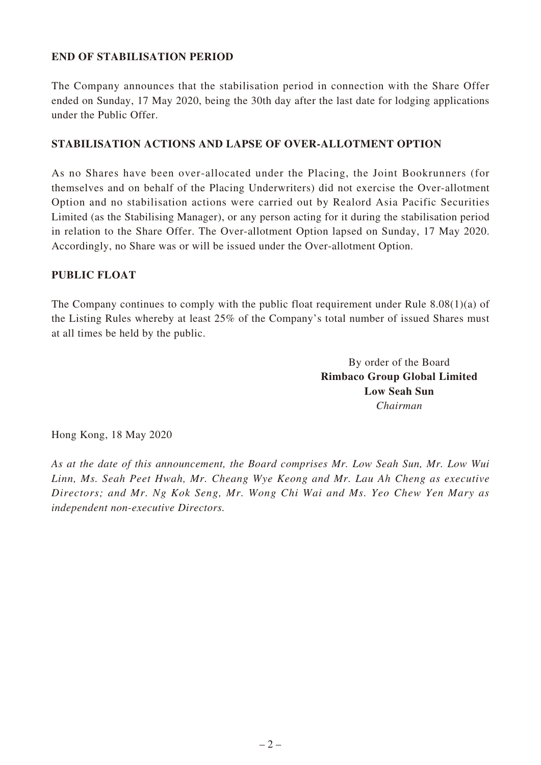## END OF STABILISATION PERIOD

The Company announces that the stabilisation period in connection with the Share Offer ended on Sunday, 17 May 2020, being the 30th day after the last date for lodging applications under the Public Offer.

## STABILISATION ACTIONS AND LAPSE OF OVER-ALLOTMENT OPTION

As no Shares have been over-allocated under the Placing, the Joint Bookrunners (for themselves and on behalf of the Placing Underwriters) did not exercise the Over-allotment Option and no stabilisation actions were carried out by Realord Asia Pacific Securities Limited (as the Stabilising Manager), or any person acting for it during the stabilisation period in relation to the Share Offer. The Over-allotment Option lapsed on Sunday, 17 May 2020. Accordingly, no Share was or will be issued under the Over-allotment Option.

## PUBLIC FLOAT

The Company continues to comply with the public float requirement under Rule 8.08(1)(a) of the Listing Rules whereby at least 25% of the Company's total number of issued Shares must at all times be held by the public.

By order of the Board
**Rimbaco Group Global Limited**
**Low Seah Sun**
*Chairman*

Hong Kong, 18 May 2020

*As at the date of this announcement, the Board comprises Mr. Low Seah Sun, Mr. Low Wui Linn, Ms. Seah Peet Hwah, Mr. Cheang Wye Keong and Mr. Lau Ah Cheng as executive Directors; and Mr. Ng Kok Seng, Mr. Wong Chi Wai and Ms. Yeo Chew Yen Mary as independent non-executive Directors.*